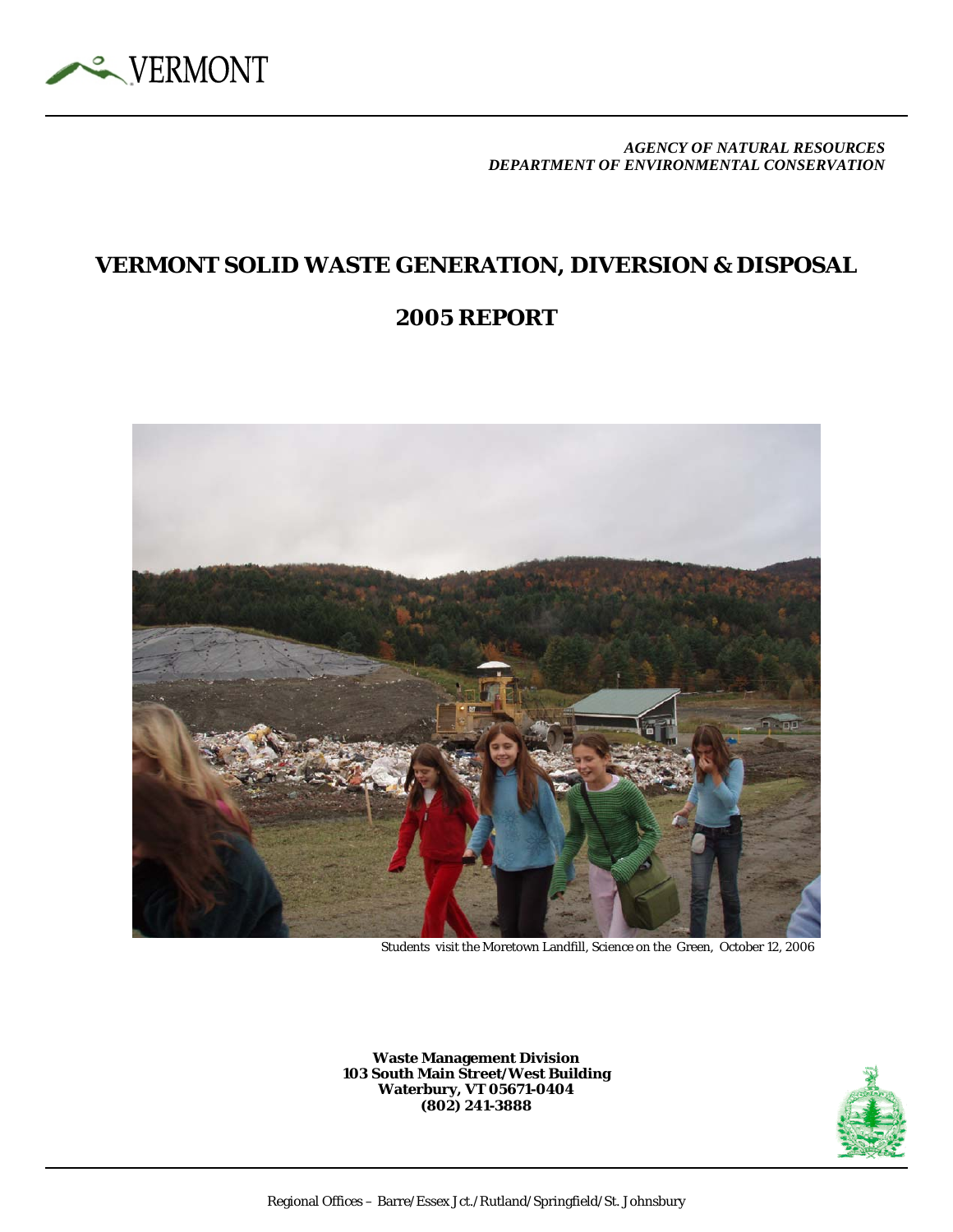VERMONT

*AGENCY OF NATURAL RESOURCES*
*DEPARTMENT OF ENVIRONMENTAL CONSERVATION*

# VERMONT SOLID WASTE GENERATION, DIVERSION & DISPOSAL

# 2005 REPORT

Students visit the Moretown Landfill, Science on the Green, October 12, 2006

**Waste Management Division**
**103 South Main Street/West Building**
**Waterbury, VT 05671-0404**
**(802) 241-3888**

Regional Offices – Barre/Essex Jct./Rutland/Springfield/St. Johnsbury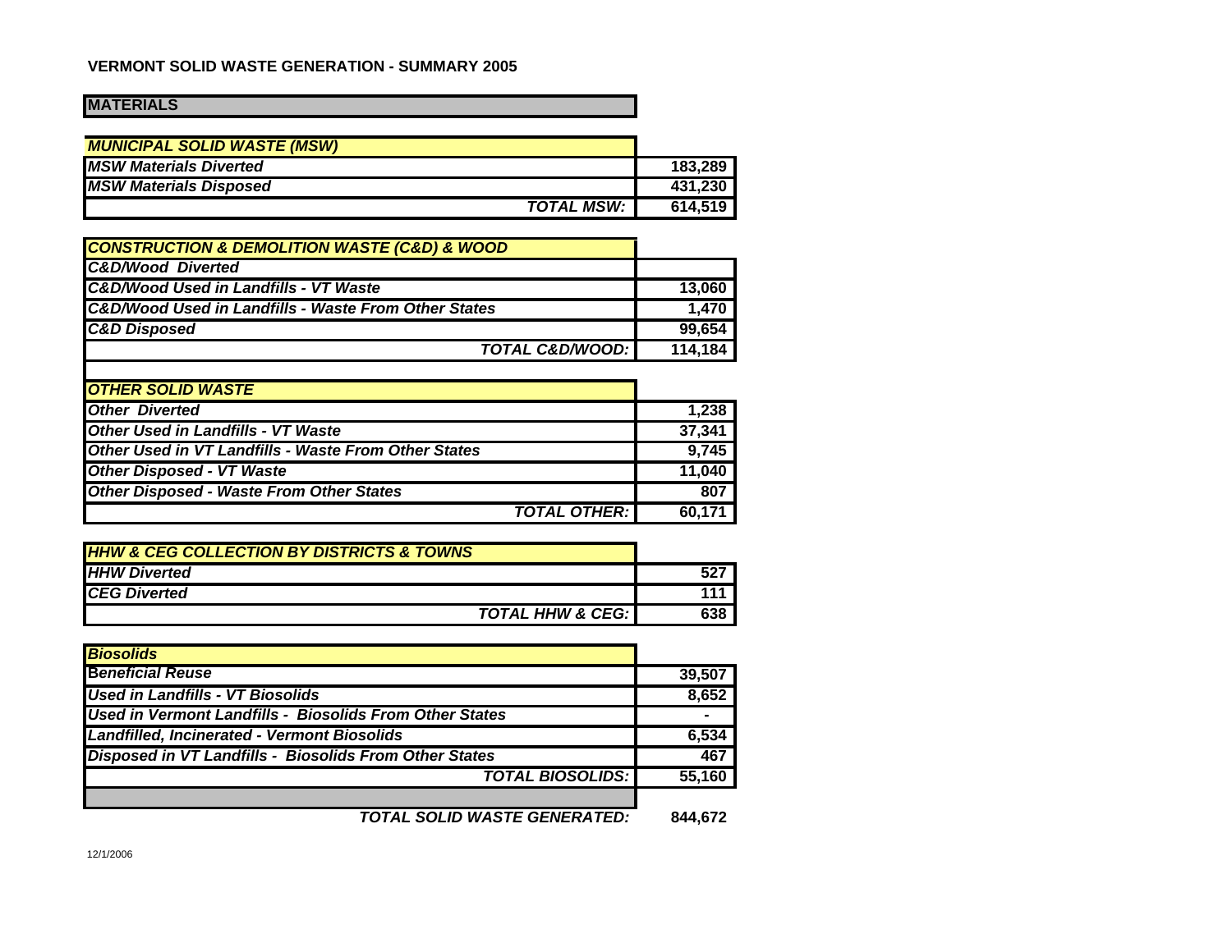# VERMONT SOLID WASTE GENERATION - SUMMARY 2005

| MATERIALS | |
|---|---|
| ***MUNICIPAL SOLID WASTE (MSW)*** | |
| ***MSW Materials Diverted*** | **183,289** |
| ***MSW Materials Disposed*** | **431,230** |
| ***TOTAL MSW:*** | **614,519** |
| ***CONSTRUCTION & DEMOLITION WASTE (C&D) & WOOD*** | |
| ***C&D/Wood Diverted*** | |
| ***C&D/Wood Used in Landfills - VT Waste*** | **13,060** |
| ***C&D/Wood Used in Landfills - Waste From Other States*** | **1,470** |
| ***C&D Disposed*** | **99,654** |
| ***TOTAL C&D/WOOD:*** | **114,184** |
| ***OTHER SOLID WASTE*** | |
| ***Other Diverted*** | **1,238** |
| ***Other Used in Landfills - VT Waste*** | **37,341** |
| ***Other Used in VT Landfills - Waste From Other States*** | **9,745** |
| ***Other Disposed - VT Waste*** | **11,040** |
| ***Other Disposed - Waste From Other States*** | **807** |
| ***TOTAL OTHER:*** | **60,171** |
| ***HHW & CEG COLLECTION BY DISTRICTS & TOWNS*** | |
| ***HHW Diverted*** | **527** |
| ***CEG Diverted*** | **111** |
| ***TOTAL HHW & CEG:*** | **638** |
| ***Biosolids*** | |
| ***Beneficial Reuse*** | **39,507** |
| ***Used in Landfills - VT Biosolids*** | **8,652** |
| ***Used in Vermont Landfills - Biosolids From Other States*** | **-** |
| ***Landfilled, Incinerated - Vermont Biosolids*** | **6,534** |
| ***Disposed in VT Landfills - Biosolids From Other States*** | **467** |
| ***TOTAL BIOSOLIDS:*** | **55,160** |
| ***TOTAL SOLID WASTE GENERATED:*** | **844,672** |

12/1/2006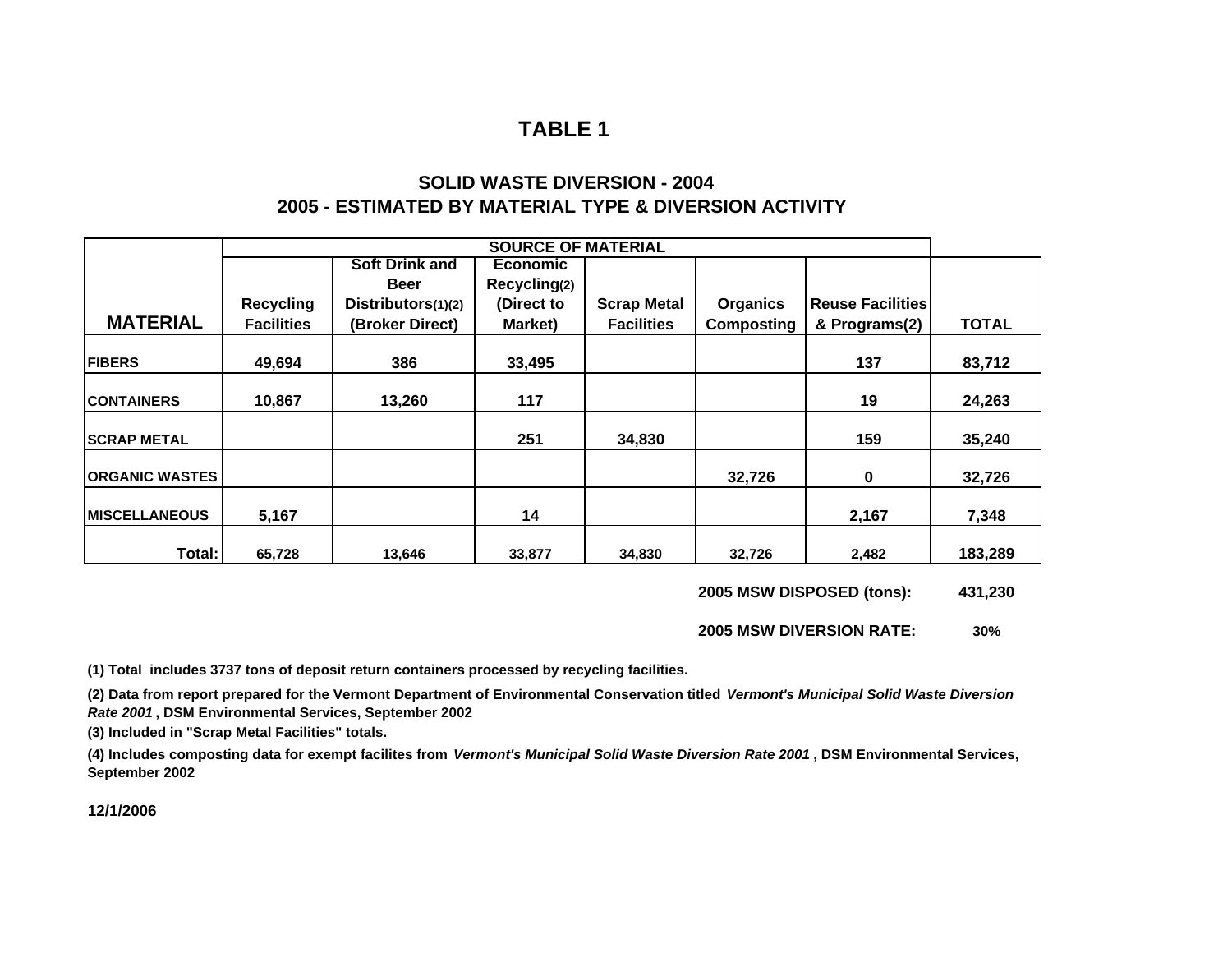# TABLE 1

## SOLID WASTE DIVERSION - 2004
## 2005 - ESTIMATED BY MATERIAL TYPE & DIVERSION ACTIVITY

| MATERIAL | SOURCE OF MATERIAL | | | | | | TOTAL |
|---|---|---|---|---|---|---|---|
| | Recycling Facilities | Soft Drink and Beer Distributors(1)(2) (Broker Direct) | Economic Recycling(2) (Direct to Market) | Scrap Metal Facilities | Organics Composting | Reuse Facilities & Programs(2) | |
| FIBERS | 49,694 | 386 | 33,495 | | | 137 | 83,712 |
| CONTAINERS | 10,867 | 13,260 | 117 | | | 19 | 24,263 |
| SCRAP METAL | | | 251 | 34,830 | | 159 | 35,240 |
| ORGANIC WASTES | | | | | 32,726 | 0 | 32,726 |
| MISCELLANEOUS | 5,167 | | 14 | | | 2,167 | 7,348 |
| Total: | 65,728 | 13,646 | 33,877 | 34,830 | 32,726 | 2,482 | 183,289 |

**2005 MSW DISPOSED (tons):** 431,230

**2005 MSW DIVERSION RATE:** 30%

(1) Total includes 3737 tons of deposit return containers processed by recycling facilities.

(2) Data from report prepared for the Vermont Department of Environmental Conservation titled *Vermont's Municipal Solid Waste Diversion Rate 2001*, DSM Environmental Services, September 2002

(3) Included in "Scrap Metal Facilities" totals.

(4) Includes composting data for exempt facilites from *Vermont's Municipal Solid Waste Diversion Rate 2001*, DSM Environmental Services, September 2002

12/1/2006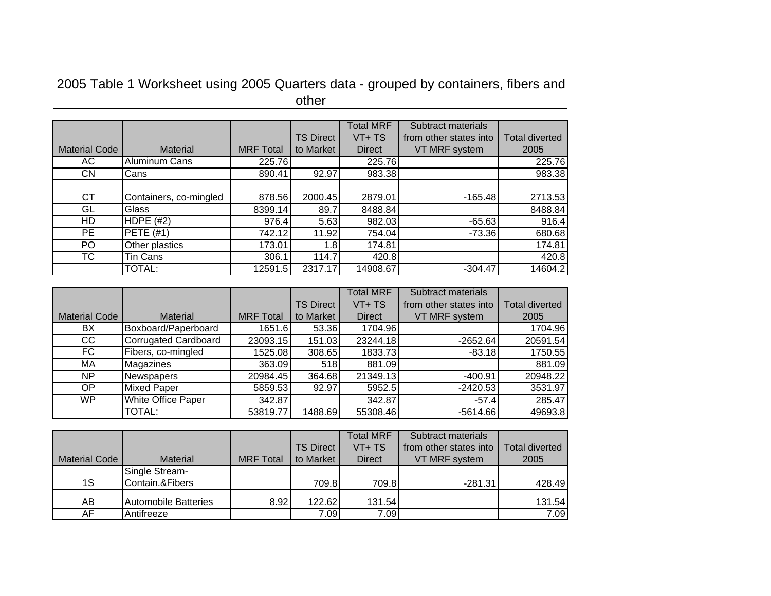# 2005 Table 1 Worksheet using 2005 Quarters data - grouped by containers, fibers and other

| Material Code | Material | MRF Total | TS Direct to Market | Total MRF VT+ TS Direct | Subtract materials from other states into VT MRF system | Total diverted 2005 |
|---|---|---|---|---|---|---|
| AC | Aluminum Cans | 225.76 | | 225.76 | | 225.76 |
| CN | Cans | 890.41 | 92.97 | 983.38 | | 983.38 |
| CT | Containers, co-mingled | 878.56 | 2000.45 | 2879.01 | -165.48 | 2713.53 |
| GL | Glass | 8399.14 | 89.7 | 8488.84 | | 8488.84 |
| HD | HDPE (#2) | 976.4 | 5.63 | 982.03 | -65.63 | 916.4 |
| PE | PETE (#1) | 742.12 | 11.92 | 754.04 | -73.36 | 680.68 |
| PO | Other plastics | 173.01 | 1.8 | 174.81 | | 174.81 |
| TC | Tin Cans | 306.1 | 114.7 | 420.8 | | 420.8 |
| | TOTAL: | 12591.5 | 2317.17 | 14908.67 | -304.47 | 14604.2 |

| Material Code | Material | MRF Total | TS Direct to Market | Total MRF VT+ TS Direct | Subtract materials from other states into VT MRF system | Total diverted 2005 |
|---|---|---|---|---|---|---|
| BX | Boxboard/Paperboard | 1651.6 | 53.36 | 1704.96 | | 1704.96 |
| CC | Corrugated Cardboard | 23093.15 | 151.03 | 23244.18 | -2652.64 | 20591.54 |
| FC | Fibers, co-mingled | 1525.08 | 308.65 | 1833.73 | -83.18 | 1750.55 |
| MA | Magazines | 363.09 | 518 | 881.09 | | 881.09 |
| NP | Newspapers | 20984.45 | 364.68 | 21349.13 | -400.91 | 20948.22 |
| OP | Mixed Paper | 5859.53 | 92.97 | 5952.5 | -2420.53 | 3531.97 |
| WP | White Office Paper | 342.87 | | 342.87 | -57.4 | 285.47 |
| | TOTAL: | 53819.77 | 1488.69 | 55308.46 | -5614.66 | 49693.8 |

| Material Code | Material | MRF Total | TS Direct to Market | Total MRF VT+ TS Direct | Subtract materials from other states into VT MRF system | Total diverted 2005 |
|---|---|---|---|---|---|---|
| 1S | Single Stream-Contain.&Fibers | | 709.8 | 709.8 | -281.31 | 428.49 |
| AB | Automobile Batteries | 8.92 | 122.62 | 131.54 | | 131.54 |
| AF | Antifreeze | | 7.09 | 7.09 | | 7.09 |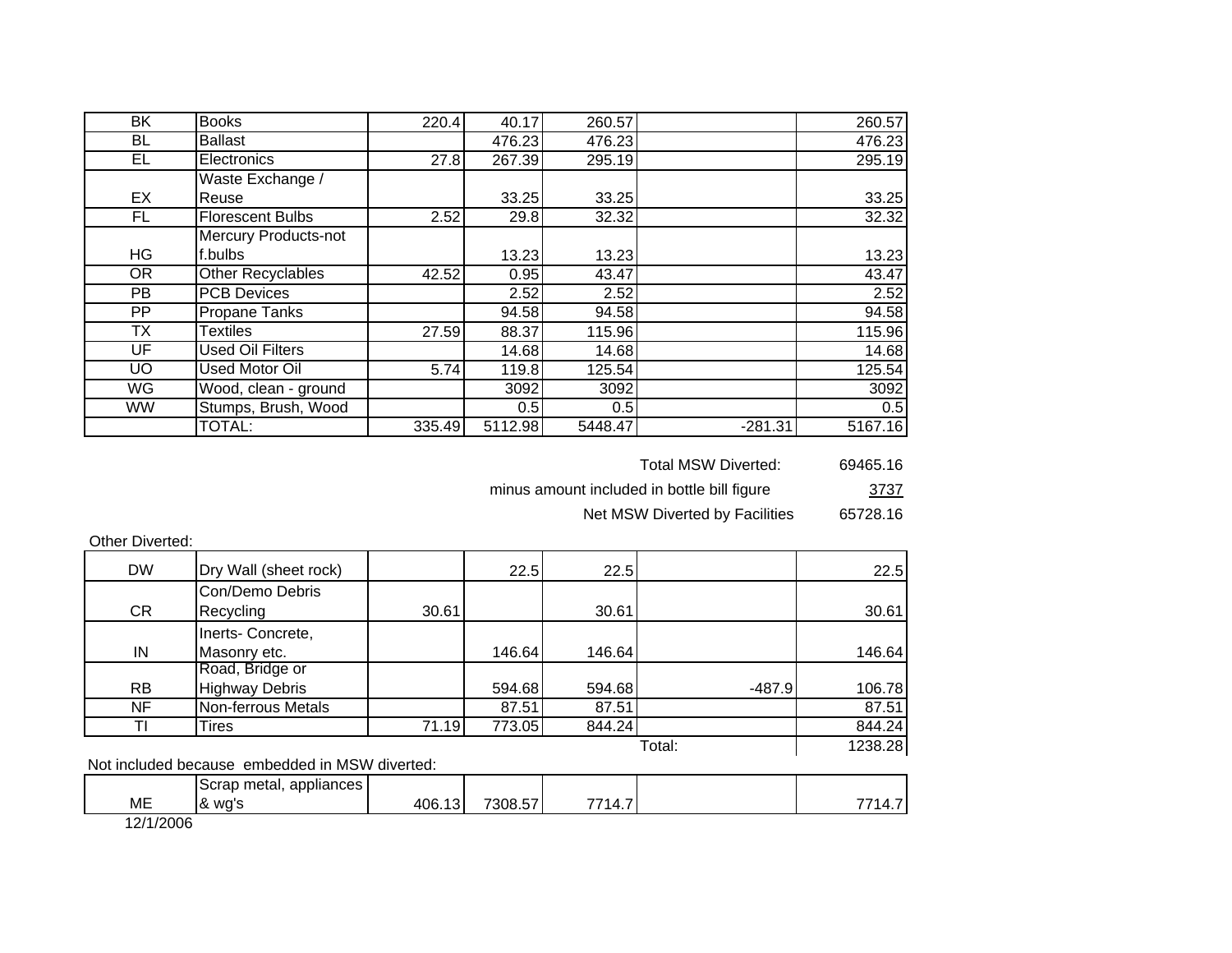| | | | | | | |
|---|---|---|---|---|---|---|
| BK | Books | 220.4 | 40.17 | 260.57 | | 260.57 |
| BL | Ballast | | 476.23 | 476.23 | | 476.23 |
| EL | Electronics | 27.8 | 267.39 | 295.19 | | 295.19 |
| EX | Waste Exchange / Reuse | | 33.25 | 33.25 | | 33.25 |
| FL | Florescent Bulbs | 2.52 | 29.8 | 32.32 | | 32.32 |
| HG | Mercury Products-not f.bulbs | | 13.23 | 13.23 | | 13.23 |
| OR | Other Recyclables | 42.52 | 0.95 | 43.47 | | 43.47 |
| PB | PCB Devices | | 2.52 | 2.52 | | 2.52 |
| PP | Propane Tanks | | 94.58 | 94.58 | | 94.58 |
| TX | Textiles | 27.59 | 88.37 | 115.96 | | 115.96 |
| UF | Used Oil Filters | | 14.68 | 14.68 | | 14.68 |
| UO | Used Motor Oil | 5.74 | 119.8 | 125.54 | | 125.54 |
| WG | Wood, clean - ground | | 3092 | 3092 | | 3092 |
| WW | Stumps, Brush, Wood | | 0.5 | 0.5 | | 0.5 |
| | TOTAL: | 335.49 | 5112.98 | 5448.47 | -281.31 | 5167.16 |

| | |
|---|---|
| Total MSW Diverted: | 69465.16 |
| minus amount included in bottle bill figure | 3737 |
| Net MSW Diverted by Facilities | 65728.16 |

Other Diverted:

| | | | | | | |
|---|---|---|---|---|---|---|
| DW | Dry Wall (sheet rock) | | 22.5 | 22.5 | | 22.5 |
| CR | Con/Demo Debris Recycling | 30.61 | | 30.61 | | 30.61 |
| IN | Inerts- Concrete, Masonry etc. | | 146.64 | 146.64 | | 146.64 |
| RB | Road, Bridge or Highway Debris | | 594.68 | 594.68 | -487.9 | 106.78 |
| NF | Non-ferrous Metals | | 87.51 | 87.51 | | 87.51 |
| TI | Tires | 71.19 | 773.05 | 844.24 | | 844.24 |
| | | | | | Total: | 1238.28 |

Not included because embedded in MSW diverted:

| | | | | | | |
|---|---|---|---|---|---|---|
| ME | Scrap metal, appliances & wg's | 406.13 | 7308.57 | 7714.7 | | 7714.7 |

12/1/2006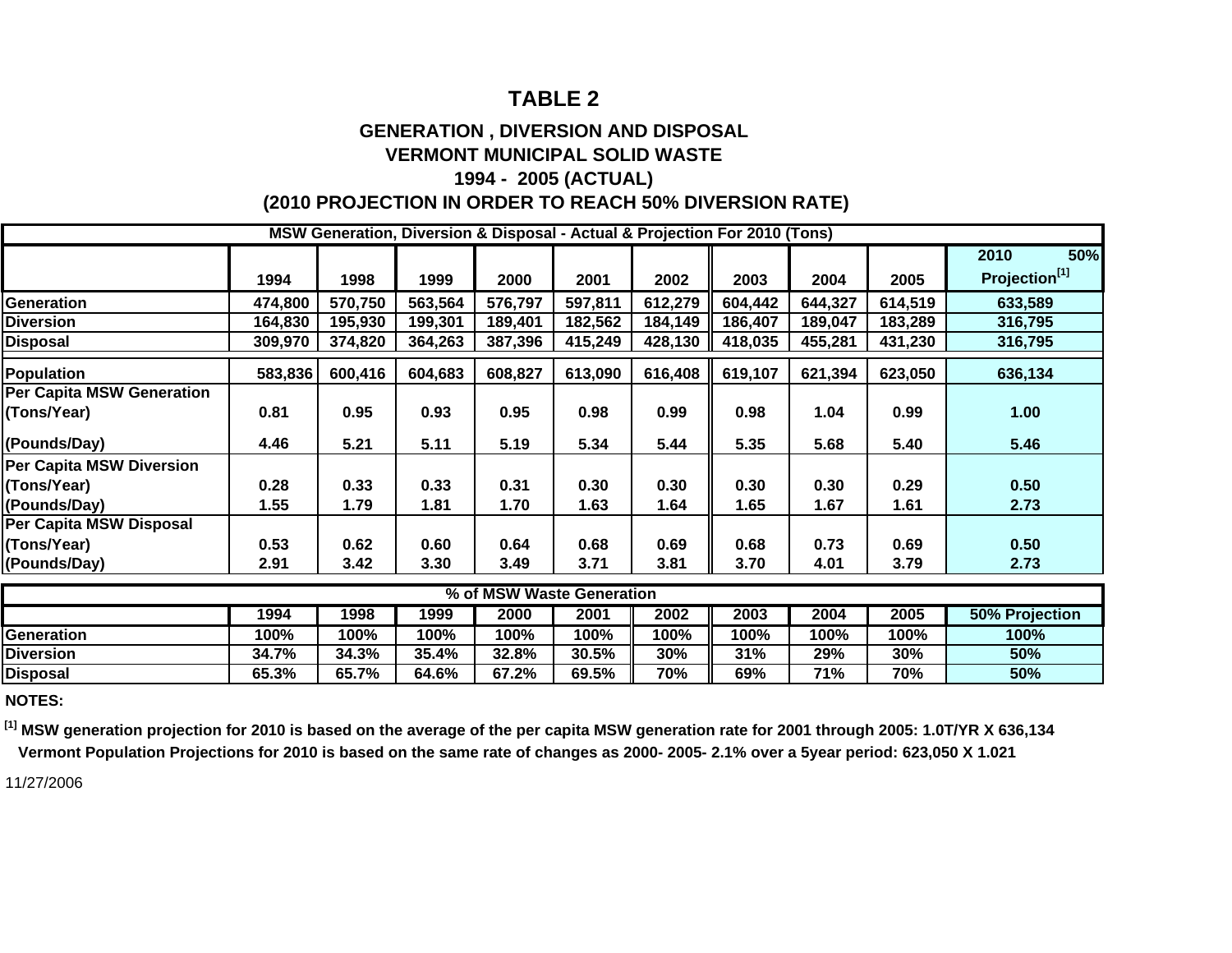## TABLE 2

### GENERATION , DIVERSION AND DISPOSAL
### VERMONT MUNICIPAL SOLID WASTE
### 1994 - 2005 (ACTUAL)
### (2010 PROJECTION IN ORDER TO REACH 50% DIVERSION RATE)

**MSW Generation, Diversion & Disposal - Actual & Projection For 2010 (Tons)**

| | 1994 | 1998 | 1999 | 2000 | 2001 | 2002 | 2003 | 2004 | 2005 | 2010 50% Projection[1] |
|---|---|---|---|---|---|---|---|---|---|---|
| Generation | 474,800 | 570,750 | 563,564 | 576,797 | 597,811 | 612,279 | 604,442 | 644,327 | 614,519 | 633,589 |
| Diversion | 164,830 | 195,930 | 199,301 | 189,401 | 182,562 | 184,149 | 186,407 | 189,047 | 183,289 | 316,795 |
| Disposal | 309,970 | 374,820 | 364,263 | 387,396 | 415,249 | 428,130 | 418,035 | 455,281 | 431,230 | 316,795 |
| Population | 583,836 | 600,416 | 604,683 | 608,827 | 613,090 | 616,408 | 619,107 | 621,394 | 623,050 | 636,134 |
| Per Capita MSW Generation | | | | | | | | | | |
| (Tons/Year) | 0.81 | 0.95 | 0.93 | 0.95 | 0.98 | 0.99 | 0.98 | 1.04 | 0.99 | 1.00 |
| (Pounds/Day) | 4.46 | 5.21 | 5.11 | 5.19 | 5.34 | 5.44 | 5.35 | 5.68 | 5.40 | 5.46 |
| Per Capita MSW Diversion | | | | | | | | | | |
| (Tons/Year) | 0.28 | 0.33 | 0.33 | 0.31 | 0.30 | 0.30 | 0.30 | 0.30 | 0.29 | 0.50 |
| (Pounds/Day) | 1.55 | 1.79 | 1.81 | 1.70 | 1.63 | 1.64 | 1.65 | 1.67 | 1.61 | 2.73 |
| Per Capita MSW Disposal | | | | | | | | | | |
| (Tons/Year) | 0.53 | 0.62 | 0.60 | 0.64 | 0.68 | 0.69 | 0.68 | 0.73 | 0.69 | 0.50 |
| (Pounds/Day) | 2.91 | 3.42 | 3.30 | 3.49 | 3.71 | 3.81 | 3.70 | 4.01 | 3.79 | 2.73 |

**% of MSW Waste Generation**

| | 1994 | 1998 | 1999 | 2000 | 2001 | 2002 | 2003 | 2004 | 2005 | 50% Projection |
|---|---|---|---|---|---|---|---|---|---|---|
| Generation | 100% | 100% | 100% | 100% | 100% | 100% | 100% | 100% | 100% | 100% |
| Diversion | 34.7% | 34.3% | 35.4% | 32.8% | 30.5% | 30% | 31% | 29% | 30% | 50% |
| Disposal | 65.3% | 65.7% | 64.6% | 67.2% | 69.5% | 70% | 69% | 71% | 70% | 50% |

**NOTES:**

**[1] MSW generation projection for 2010 is based on the average of the per capita MSW generation rate for 2001 through 2005: 1.0T/YR X 636,134**
**Vermont Population Projections for 2010 is based on the same rate of changes as 2000- 2005- 2.1% over a 5year period: 623,050 X 1.021**

11/27/2006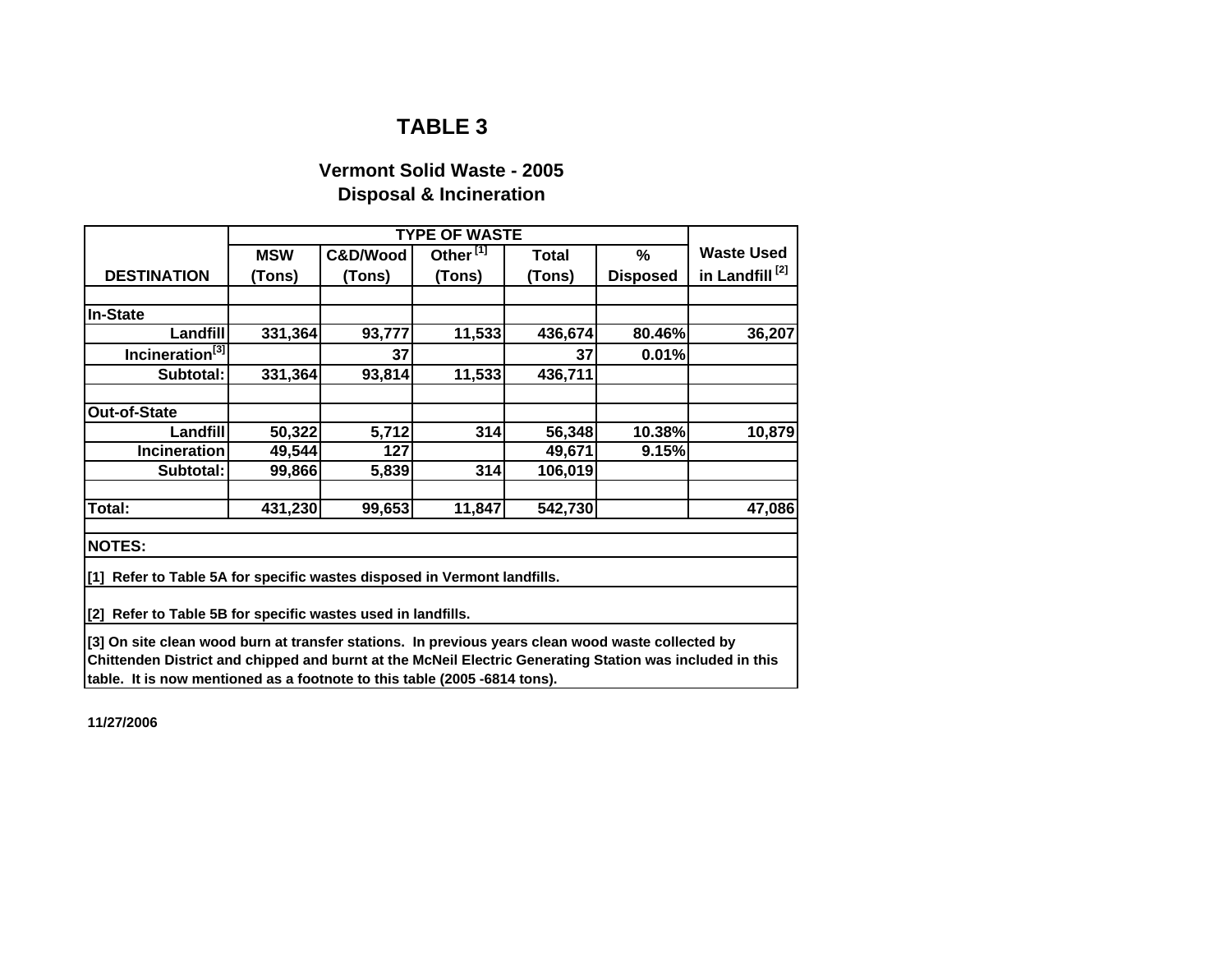# TABLE 3

## Vermont Solid Waste - 2005
## Disposal & Incineration

| DESTINATION | TYPE OF WASTE | | | | | Waste Used in Landfill [2] |
|---|---|---|---|---|---|---|
| | MSW (Tons) | C&D/Wood (Tons) | Other [1] (Tons) | Total (Tons) | % Disposed | |
| | | | | | | |
| **In-State** | | | | | | |
| Landfill | 331,364 | 93,777 | 11,533 | 436,674 | 80.46% | 36,207 |
| Incineration[3] | | 37 | | 37 | 0.01% | |
| Subtotal: | 331,364 | 93,814 | 11,533 | 436,711 | | |
| | | | | | | |
| **Out-of-State** | | | | | | |
| Landfill | 50,322 | 5,712 | 314 | 56,348 | 10.38% | 10,879 |
| Incineration | 49,544 | 127 | | 49,671 | 9.15% | |
| Subtotal: | 99,866 | 5,839 | 314 | 106,019 | | |
| | | | | | | |
| **Total:** | 431,230 | 99,653 | 11,847 | 542,730 | | 47,086 |

**NOTES:**

[1] Refer to Table 5A for specific wastes disposed in Vermont landfills.

[2] Refer to Table 5B for specific wastes used in landfills.

[3] On site clean wood burn at transfer stations. In previous years clean wood waste collected by Chittenden District and chipped and burnt at the McNeil Electric Generating Station was included in this table. It is now mentioned as a footnote to this table (2005 -6814 tons).

11/27/2006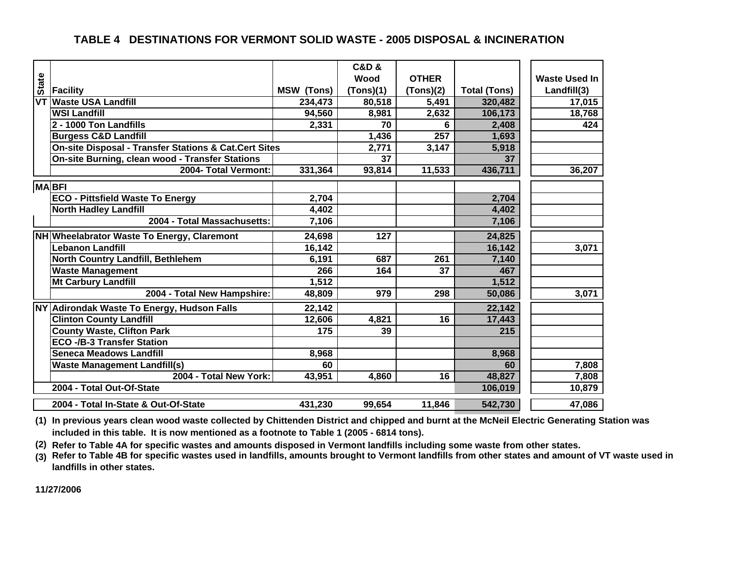## TABLE 4 DESTINATIONS FOR VERMONT SOLID WASTE - 2005 DISPOSAL & INCINERATION

| State | Facility | MSW (Tons) | C&D & Wood (Tons)(1) | OTHER (Tons)(2) | Total (Tons) | Waste Used In Landfill(3) |
|---|---|---|---|---|---|---|
| VT | Waste USA Landfill | 234,473 | 80,518 | 5,491 | 320,482 | 17,015 |
| | WSI Landfill | 94,560 | 8,981 | 2,632 | 106,173 | 18,768 |
| | 2 - 1000 Ton Landfills | 2,331 | 70 | 6 | 2,408 | 424 |
| | Burgess C&D Landfill | | 1,436 | 257 | 1,693 | |
| | On-site Disposal - Transfer Stations & Cat.Cert Sites | | 2,771 | 3,147 | 5,918 | |
| | On-site Burning, clean wood - Transfer Stations | | 37 | | 37 | |
| | 2004- Total Vermont: | 331,364 | 93,814 | 11,533 | 436,711 | 36,207 |
| MA | BFI | | | | | |
| | ECO - Pittsfield Waste To Energy | 2,704 | | | 2,704 | |
| | North Hadley Landfill | 4,402 | | | 4,402 | |
| | 2004 - Total Massachusetts: | 7,106 | | | 7,106 | |
| NH | Wheelabrator Waste To Energy, Claremont | 24,698 | 127 | | 24,825 | |
| | Lebanon Landfill | 16,142 | | | 16,142 | 3,071 |
| | North Country Landfill, Bethlehem | 6,191 | 687 | 261 | 7,140 | |
| | Waste Management | 266 | 164 | 37 | 467 | |
| | Mt Carbury Landfill | 1,512 | | | 1,512 | |
| | 2004 - Total New Hampshire: | 48,809 | 979 | 298 | 50,086 | 3,071 |
| NY | Adirondak Waste To Energy, Hudson Falls | 22,142 | | | 22,142 | |
| | Clinton County Landfill | 12,606 | 4,821 | 16 | 17,443 | |
| | County Waste, Clifton Park | 175 | 39 | | 215 | |
| | ECO -/B-3 Transfer Station | | | | | |
| | Seneca Meadows Landfill | 8,968 | | | 8,968 | |
| | Waste Management Landfill(s) | 60 | | | 60 | 7,808 |
| | 2004 - Total New York: | 43,951 | 4,860 | 16 | 48,827 | 7,808 |
| | 2004 - Total Out-Of-State | | | | 106,019 | 10,879 |
| | 2004 - Total In-State & Out-Of-State | 431,230 | 99,654 | 11,846 | 542,730 | 47,086 |

(1) In previous years clean wood waste collected by Chittenden District and chipped and burnt at the McNeil Electric Generating Station was included in this table. It is now mentioned as a footnote to Table 1 (2005 - 6814 tons).

(2) Refer to Table 4A for specific wastes and amounts disposed in Vermont landfills including some waste from other states.

(3) Refer to Table 4B for specific wastes used in landfills, amounts brought to Vermont landfills from other states and amount of VT waste used in landfills in other states.

11/27/2006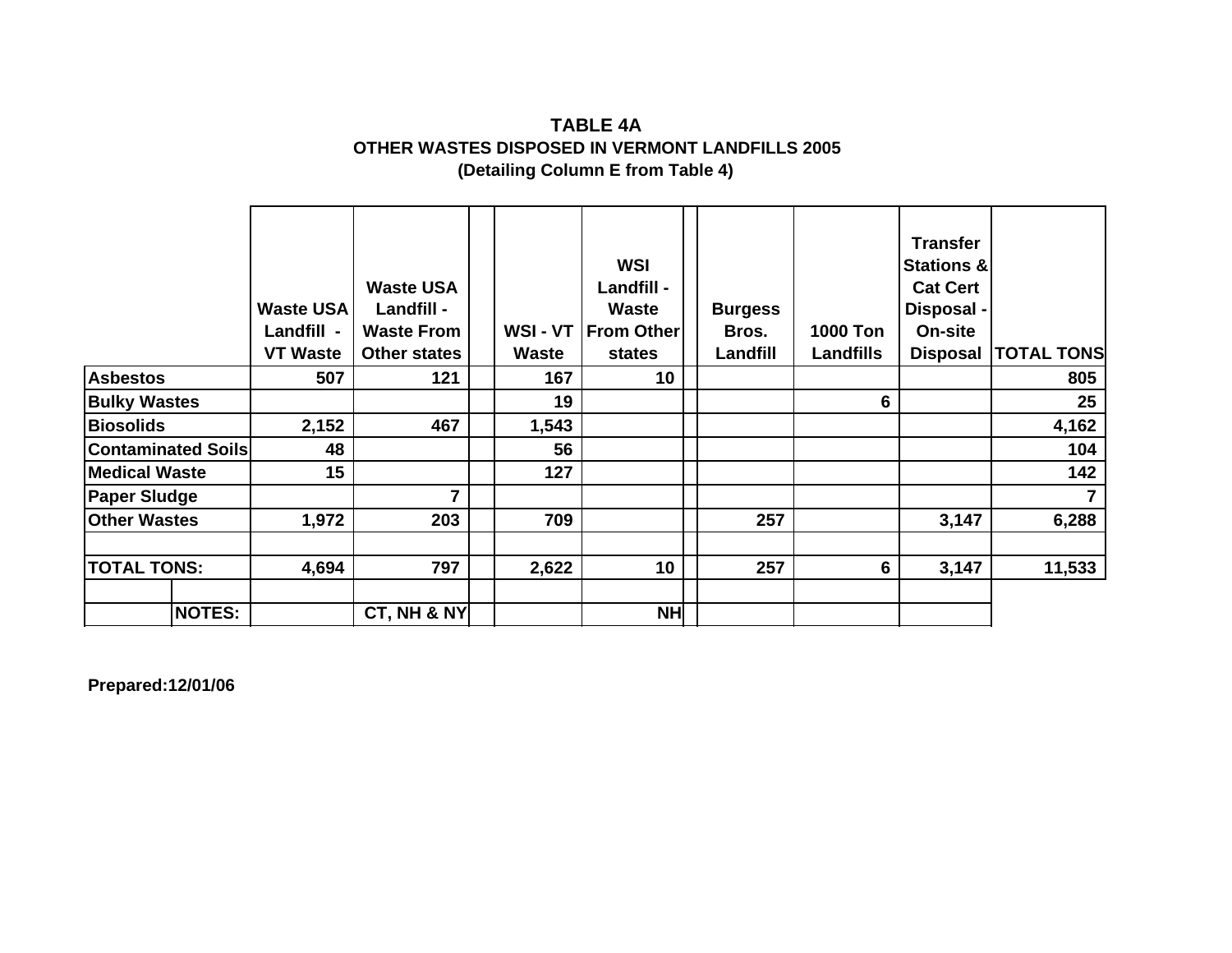# TABLE 4A

## OTHER WASTES DISPOSED IN VERMONT LANDFILLS 2005

### (Detailing Column E from Table 4)

| | Waste USA Landfill - VT Waste | Waste USA Landfill - Waste From Other states | WSI - VT Waste | WSI Landfill - Waste From Other states | Burgess Bros. Landfill | 1000 Ton Landfills | Transfer Stations & Cat Cert Disposal - On-site Disposal | TOTAL TONS |
|---|---|---|---|---|---|---|---|---|
| Asbestos | 507 | 121 | 167 | 10 | | | | 805 |
| Bulky Wastes | | | 19 | | | 6 | | 25 |
| Biosolids | 2,152 | 467 | 1,543 | | | | | 4,162 |
| Contaminated Soils | 48 | | 56 | | | | | 104 |
| Medical Waste | 15 | | 127 | | | | | 142 |
| Paper Sludge | | 7 | | | | | | 7 |
| Other Wastes | 1,972 | 203 | 709 | | 257 | | 3,147 | 6,288 |
| | | | | | | | | |
| TOTAL TONS: | 4,694 | 797 | 2,622 | 10 | 257 | 6 | 3,147 | 11,533 |
| | | | | | | | | |
| NOTES: | | CT, NH & NY | | NH | | | | |

Prepared:12/01/06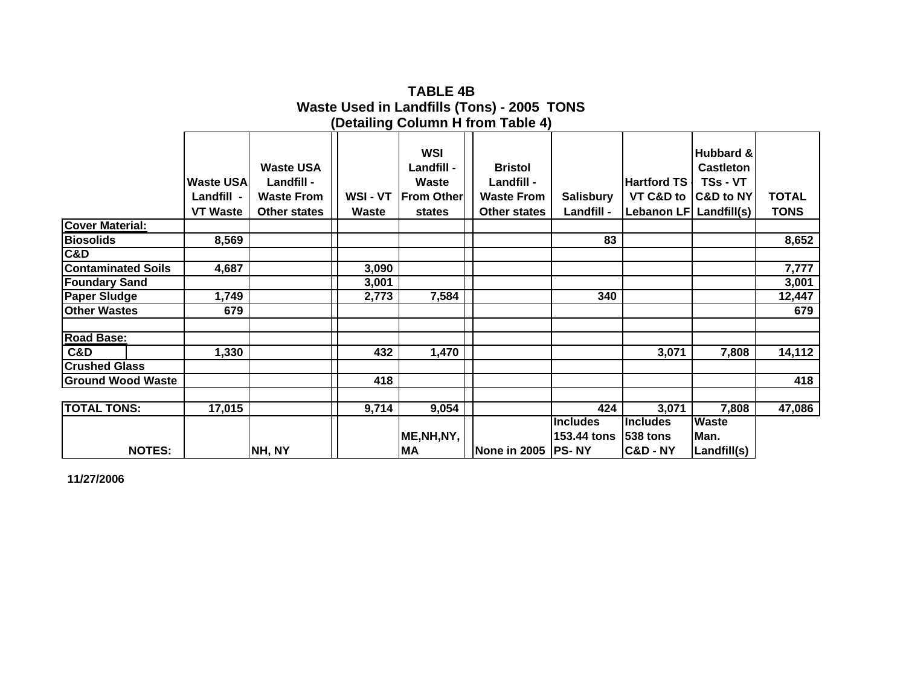# TABLE 4B
## Waste Used in Landfills (Tons) - 2005 TONS
### (Detailing Column H from Table 4)

| | Waste USA Landfill - VT Waste | Waste USA Landfill - Waste From Other states | WSI - VT Waste | WSI Landfill - Waste From Other states | Bristol Landfill - Waste From Other states | Salisbury Landfill - | Hartford TS - VT C&D to Lebanon LF | Hubbard & Castleton TSs - VT C&D to NY Landfill(s) | TOTAL TONS |
|---|---|---|---|---|---|---|---|---|---|
| **Cover Material:** | | | | | | | | | |
| **Biosolids** | 8,569 | | | | | 83 | | | 8,652 |
| **C&D** | | | | | | | | | |
| **Contaminated Soils** | 4,687 | | 3,090 | | | | | | 7,777 |
| **Foundary Sand** | | | 3,001 | | | | | | 3,001 |
| **Paper Sludge** | 1,749 | | 2,773 | 7,584 | | 340 | | | 12,447 |
| **Other Wastes** | 679 | | | | | | | | 679 |
| | | | | | | | | | |
| **Road Base:** | | | | | | | | | |
| **C&D** | 1,330 | | 432 | 1,470 | | | 3,071 | 7,808 | 14,112 |
| **Crushed Glass** | | | | | | | | | |
| **Ground Wood Waste** | | | 418 | | | | | | 418 |
| | | | | | | | | | |
| **TOTAL TONS:** | 17,015 | | 9,714 | 9,054 | | 424 | 3,071 | 7,808 | 47,086 |
| **NOTES:** | | NH, NY | | ME,NH,NY, MA | None in 2005 | Includes 153.44 tons PS- NY | Includes 538 tons C&D - NY | Waste Man. Landfill(s) | |

11/27/2006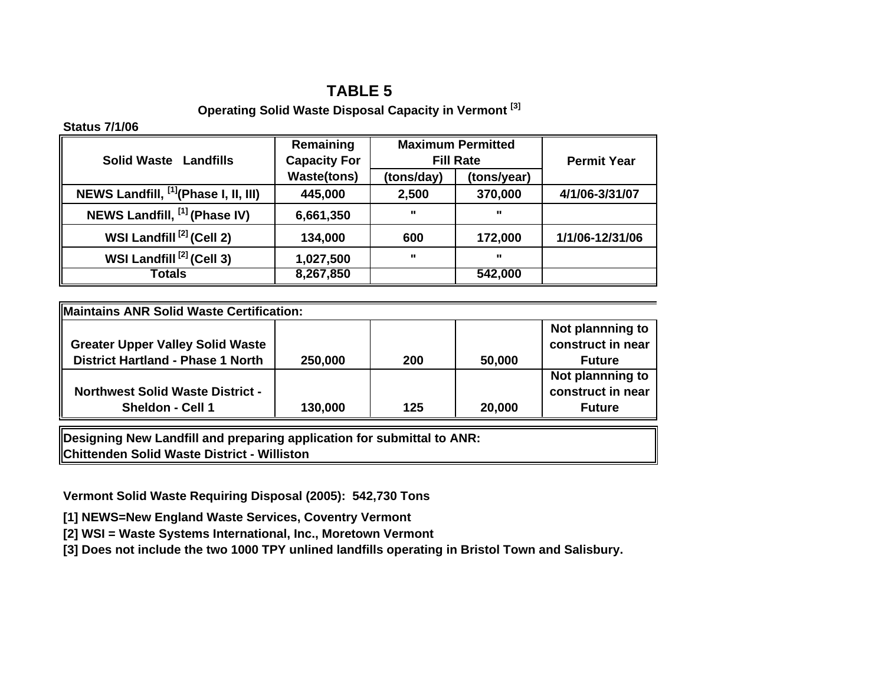# TABLE 5

### Operating Solid Waste Disposal Capacity in Vermont [3]

**Status 7/1/06**

| Solid Waste Landfills | Remaining Capacity For Waste(tons) | Maximum Permitted Fill Rate | | Permit Year |
|---|---|---|---|---|
| | | (tons/day) | (tons/year) | |
| NEWS Landfill, [1](Phase I, II, III) | 445,000 | 2,500 | 370,000 | 4/1/06-3/31/07 |
| NEWS Landfill, [1] (Phase IV) | 6,661,350 | " | " | |
| WSI Landfill [2] (Cell 2) | 134,000 | 600 | 172,000 | 1/1/06-12/31/06 |
| WSI Landfill [2] (Cell 3) | 1,027,500 | " | " | |
| Totals | 8,267,850 | | 542,000 | |
| **Maintains ANR Solid Waste Certification:** | | | | |
| Greater Upper Valley Solid Waste District Hartland - Phase 1 North | 250,000 | 200 | 50,000 | Not plannning to construct in near Future |
| Northwest Solid Waste District - Sheldon - Cell 1 | 130,000 | 125 | 20,000 | Not plannning to construct in near Future |

**Designing New Landfill and preparing application for submittal to ANR:**
**Chittenden Solid Waste District - Williston**

**Vermont Solid Waste Requiring Disposal (2005): 542,730 Tons**

[1] NEWS=New England Waste Services, Coventry Vermont

[2] WSI = Waste Systems International, Inc., Moretown Vermont

[3] Does not include the two 1000 TPY unlined landfills operating in Bristol Town and Salisbury.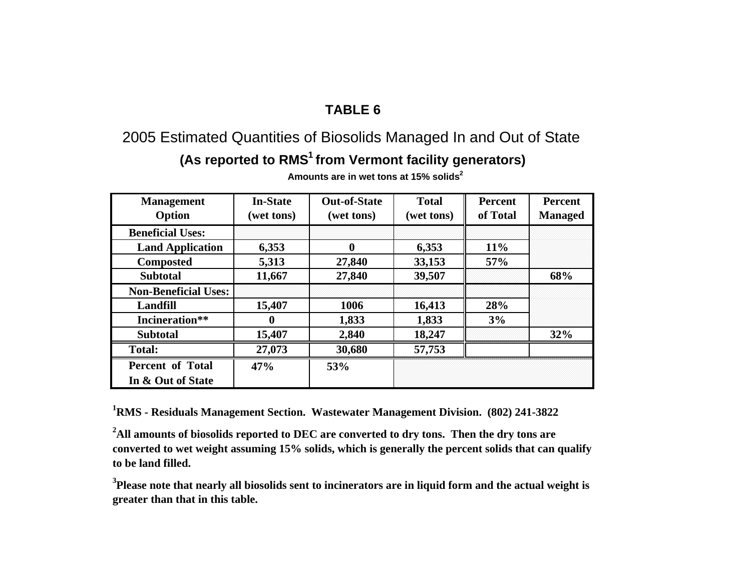# TABLE 6

## 2005 Estimated Quantities of Biosolids Managed In and Out of State

### (As reported to RMS[1] from Vermont facility generators)

**Amounts are in wet tons at 15% solids[2]**

| Management Option | In-State (wet tons) | Out-of-State (wet tons) | Total (wet tons) | Percent of Total | Percent Managed |
|---|---|---|---|---|---|
| **Beneficial Uses:** | | | | | |
| **Land Application** | **6,353** | **0** | **6,353** | **11%** | |
| **Composted** | **5,313** | **27,840** | **33,153** | **57%** | |
| **Subtotal** | **11,667** | **27,840** | **39,507** | | **68%** |
| **Non-Beneficial Uses:** | | | | | |
| **Landfill** | **15,407** | **1006** | **16,413** | **28%** | |
| **Incineration**** | **0** | **1,833** | **1,833** | **3%** | |
| **Subtotal** | **15,407** | **2,840** | **18,247** | | **32%** |
| **Total:** | **27,073** | **30,680** | **57,753** | | |
| **Percent of Total In & Out of State** | **47%** | **53%** | | | |

**[1]RMS - Residuals Management Section. Wastewater Management Division. (802) 241-3822**

**[2]All amounts of biosolids reported to DEC are converted to dry tons. Then the dry tons are converted to wet weight assuming 15% solids, which is generally the percent solids that can qualify to be land filled.**

**[3]Please note that nearly all biosolids sent to incinerators are in liquid form and the actual weight is greater than that in this table.**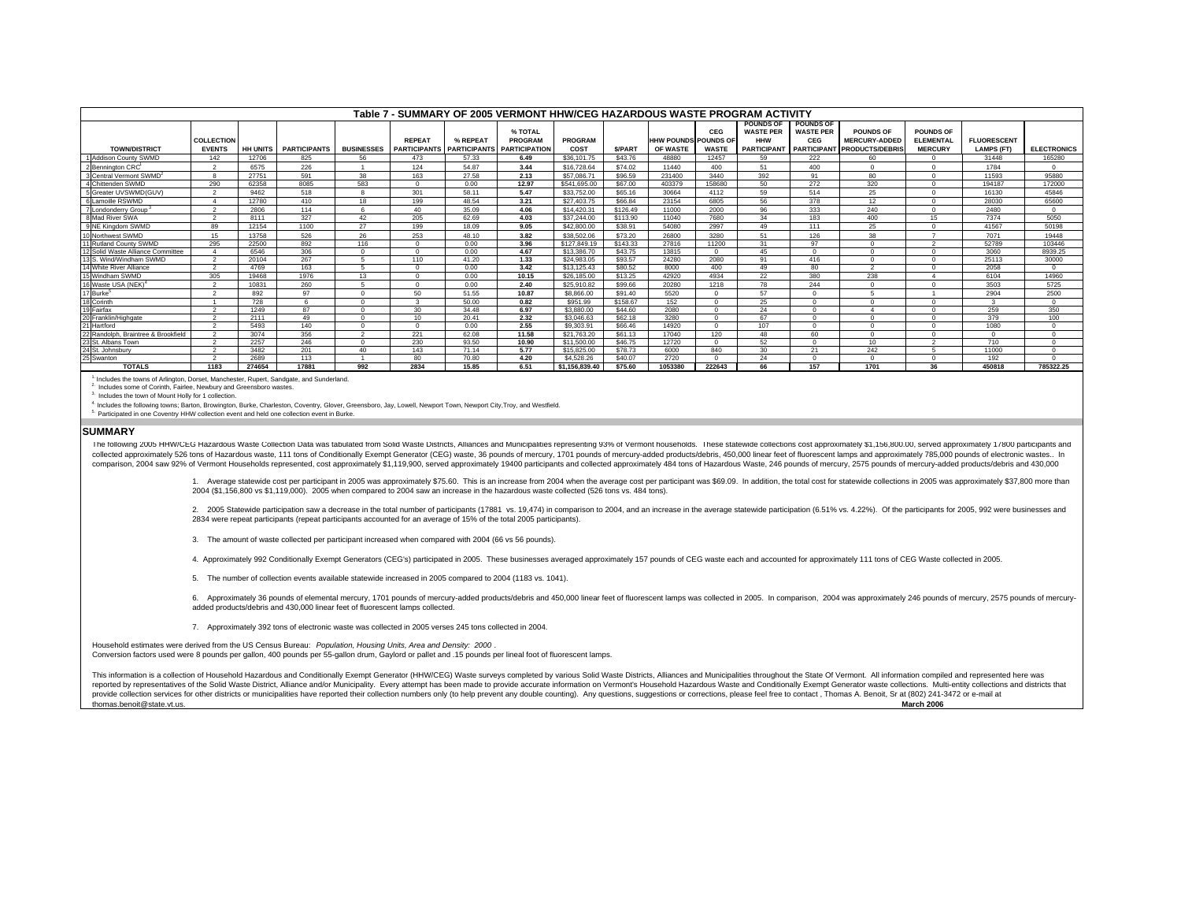# Table 7 - SUMMARY OF 2005 VERMONT HHW/CEG HAZARDOUS WASTE PROGRAM ACTIVITY

| | TOWN/DISTRICT | COLLECTION EVENTS | HH UNITS | PARTICIPANTS | BUSINESSES | REPEAT PARTICIPANTS | % REPEAT PARTICIPANTS | % TOTAL PROGRAM PARTICIPATION | PROGRAM COST | $/PART | HHW POUNDS OF WASTE | CEG POUNDS OF WASTE | POUNDS OF WASTE PER HHW PARTICIPANT | POUNDS OF WASTE PER CEG PARTICIPANT | POUNDS OF MERCURY-ADDED PRODUCTS/DEBRIS | POUNDS OF ELEMENTAL MERCURY | FLUORESCENT LAMPS (FT) | ELECTRONICS |
|---|---|---|---|---|---|---|---|---|---|---|---|---|---|---|---|---|---|---|
| 1 | Addison County SWMD | 142 | 12706 | 825 | 56 | 473 | 57.33 | 6.49 | $36,101.75 | $43.76 | 48880 | 12457 | 59 | 222 | 60 | 0 | 31448 | 165280 |
| 2 | Bennington CRC[1] | 2 | 6575 | 226 | 1 | 124 | 54.87 | 3.44 | $16,728.64 | $74.02 | 11440 | 400 | 51 | 400 | 0 | 0 | 1784 | 0 |
| 3 | Central Vermont SWMD[2] | 8 | 27751 | 591 | 38 | 163 | 27.58 | 2.13 | $57,086.71 | $96.59 | 231400 | 3440 | 392 | 91 | 80 | 0 | 11593 | 95880 |
| 4 | Chittenden SWMD | 290 | 62358 | 8085 | 583 | 0 | 0.00 | 12.97 | $541,695.00 | $67.00 | 403379 | 158680 | 50 | 272 | 320 | 0 | 194187 | 172000 |
| 5 | Greater UVSWMD(GUV) | 2 | 9462 | 518 | 8 | 301 | 58.11 | 5.47 | $33,752.00 | $65.16 | 30664 | 4112 | 59 | 514 | 25 | 0 | 16130 | 45846 |
| 6 | Lamoille RSWMD | 4 | 12780 | 410 | 18 | 199 | 48.54 | 3.21 | $27,403.75 | $66.84 | 23154 | 6805 | 56 | 378 | 12 | 0 | 28030 | 65600 |
| 7 | Londonderry Group[3] | 2 | 2806 | 114 | 6 | 40 | 35.09 | 4.06 | $14,420.31 | $126.49 | 11000 | 2000 | 96 | 333 | 240 | 0 | 2480 | 0 |
| 8 | Mad River SWA | 2 | 8111 | 327 | 42 | 205 | 62.69 | 4.03 | $37,244.00 | $113.90 | 11040 | 7680 | 34 | 183 | 400 | 15 | 7374 | 5050 |
| 9 | NE Kingdom SWMD | 89 | 12154 | 1100 | 27 | 199 | 18.09 | 9.05 | $42,800.00 | $38.91 | 54080 | 2997 | 49 | 111 | 25 | 0 | 41567 | 50198 |
| 10 | Northwest SWMD | 15 | 13758 | 526 | 26 | 253 | 48.10 | 3.82 | $38,502.06 | $73.20 | 26800 | 3280 | 51 | 126 | 38 | 7 | 7071 | 19448 |
| 11 | Rutland County SWMD | 295 | 22500 | 892 | 116 | 0 | 0.00 | 3.96 | $127,849.19 | $143.33 | 27816 | 11200 | 31 | 97 | 0 | 2 | 52789 | 103446 |
| 12 | Solid Waste Alliance Committee | 4 | 6546 | 306 | 0 | 0 | 0.00 | 4.67 | $13,386.70 | $43.75 | 13815 | 0 | 45 | 0 | 0 | 0 | 3060 | 8939.25 |
| 13 | S. Wind/Windham SWMD | 2 | 20104 | 267 | 5 | 110 | 41.20 | 1.33 | $24,983.05 | $93.57 | 24280 | 2080 | 91 | 416 | 0 | 0 | 25113 | 30000 |
| 14 | White River Alliance | 2 | 4769 | 163 | 5 | 0 | 0.00 | 3.42 | $13,125.43 | $80.52 | 8000 | 400 | 49 | 80 | 2 | 0 | 2058 | 0 |
| 15 | Windham SWMD | 305 | 19468 | 1976 | 13 | 0 | 0.00 | 10.15 | $26,185.00 | $13.25 | 42920 | 4934 | 22 | 380 | 238 | 4 | 6104 | 14960 |
| 16 | Waste USA (NEK)[4] | 2 | 10831 | 260 | 5 | 0 | 0.00 | 2.40 | $25,910.82 | $99.66 | 20280 | 1218 | 78 | 244 | 0 | 0 | 3503 | 5725 |
| 17 | Burke[5] | 2 | 892 | 97 | 0 | 50 | 51.55 | 10.87 | $8,866.00 | $91.40 | 5520 | 0 | 57 | 0 | 5 | 1 | 2904 | 2500 |
| 18 | Corinth | 1 | 728 | 6 | 0 | 3 | 50.00 | 0.82 | $951.99 | $158.67 | 152 | 0 | 25 | 0 | 0 | 0 | 3 | 0 |
| 19 | Fairfax | 2 | 1249 | 87 | 0 | 30 | 34.48 | 6.97 | $3,880.00 | $44.60 | 2080 | 0 | 24 | 0 | 4 | 0 | 259 | 350 |
| 20 | Franklin/Highgate | 2 | 2111 | 49 | 0 | 10 | 20.41 | 2.32 | $3,046.63 | $62.18 | 3280 | 0 | 67 | 0 | 0 | 0 | 379 | 100 |
| 21 | Hartford | 2 | 5493 | 140 | 0 | 0 | 0.00 | 2.55 | $9,303.91 | $66.46 | 14920 | 0 | 107 | 0 | 0 | 0 | 1080 | 0 |
| 22 | Randolph, Braintree & Brookfield | 2 | 3074 | 356 | 2 | 221 | 62.08 | 11.58 | $21,763.20 | $61.13 | 17040 | 120 | 48 | 60 | 0 | 0 | 0 | 0 |
| 23 | St. Albans Town | 2 | 2257 | 246 | 0 | 230 | 93.50 | 10.90 | $11,500.00 | $46.75 | 12720 | 0 | 52 | 0 | 10 | 2 | 710 | 0 |
| 24 | St. Johnsbury | 2 | 3482 | 201 | 40 | 143 | 71.14 | 5.77 | $15,825.00 | $78.73 | 6000 | 840 | 30 | 21 | 242 | 5 | 11000 | 0 |
| 25 | Swanton | 2 | 2689 | 113 | 1 | 80 | 70.80 | 4.20 | $4,526.26 | $40.07 | 2720 | 0 | 24 | 0 | 0 | 0 | 192 | 0 |
| | **TOTALS** | **1183** | **274654** | **17881** | **992** | **2834** | **15.85** | **6.51** | **$1,156,839.40** | **$75.60** | **1053380** | **222643** | **66** | **157** | **1701** | **36** | **450818** | **785322.25** |

[1] Includes the towns of Arlington, Dorset, Manchester, Rupert, Sandgate, and Sunderland.
[2] Includes some of Corinth, Fairlee, Newbury and Greensboro wastes.
[3] Includes the town of Mount Holly for 1 collection.
[4] Includes the following towns; Barton, Browington, Burke, Charleston, Coventry, Glover, Greensboro, Jay, Lowell, Newport Town, Newport City,Troy, and Westfield.
[5] Participated in one Coventry HHW collection event and held one collection event in Burke.

## SUMMARY

The following 2005 HHW/CEG Hazardous Waste Collection Data was tabulated from Solid Waste Districts, Alliances and Municipalities representing 93% of Vermont households. These statewide collections cost approximately $1,156,800.00, served approximately 17800 participants and collected approximately 526 tons of Hazardous waste, 111 tons of Conditionally Exempt Generator (CEG) waste, 36 pounds of mercury, 1701 pounds of mercury-added products/debris, 450,000 linear feet of fluorescent lamps and approximately 785,000 pounds of electronic wastes.. In comparison, 2004 saw 92% of Vermont Households represented, cost approximately $1,119,900, served approximately 19400 participants and collected approximately 484 tons of Hazardous Waste, 246 pounds of mercury, 2575 pounds of mercury-added products/debris and 430,000

1. Average statewide cost per participant in 2005 was approximately $75.60. This is an increase from 2004 when the average cost per participant was $69.09. In addition, the total cost for statewide collections in 2005 was approximately $37,800 more than 2004 ($1,156,800 vs $1,119,000). 2005 when compared to 2004 saw an increase in the hazardous waste collected (526 tons vs. 484 tons).

2. 2005 Statewide participation saw a decrease in the total number of participants (17881 vs. 19,474) in comparison to 2004, and an increase in the average statewide participation (6.51% vs. 4.22%). Of the participants for 2005, 992 were businesses and 2834 were repeat participants (repeat participants accounted for an average of 15% of the total 2005 participants).

3. The amount of waste collected per participant increased when compared with 2004 (66 vs 56 pounds).

4. Approximately 992 Conditionally Exempt Generators (CEG's) participated in 2005. These businesses averaged approximately 157 pounds of CEG waste each and accounted for approximately 111 tons of CEG Waste collected in 2005.

5. The number of collection events available statewide increased in 2005 compared to 2004 (1183 vs. 1041).

6. Approximately 36 pounds of elemental mercury, 1701 pounds of mercury-added products/debris and 450,000 linear feet of fluorescent lamps was collected in 2005. In comparison, 2004 was approximately 246 pounds of mercury, 2575 pounds of mercury-added products/debris and 430,000 linear feet of fluorescent lamps collected.

7. Approximately 392 tons of electronic waste was collected in 2005 verses 245 tons collected in 2004.

Household estimates were derived from the US Census Bureau: *Population, Housing Units, Area and Density: 2000* .
Conversion factors used were 8 pounds per gallon, 400 pounds per 55-gallon drum, Gaylord or pallet and .15 pounds per lineal foot of fluorescent lamps.

This information is a collection of Household Hazardous and Conditionally Exempt Generator (HHW/CEG) Waste surveys completed by various Solid Waste Districts, Alliances and Municipalities throughout the State Of Vermont. All information compiled and represented here was reported by representatives of the Solid Waste District, Alliance and/or Municipality. Every attempt has been made to provide accurate information on Vermont's Household Hazardous Waste and Conditionally Exempt Generator waste collections. Multi-entity collections and districts that provide collection services for other districts or municipalities have reported their collection numbers only (to help prevent any double counting). Any questions, suggestions or corrections, please feel free to contact , Thomas A. Benoit, Sr at (802) 241-3472 or e-mail at thomas.benoit@state.vt.us.

**March 2006**